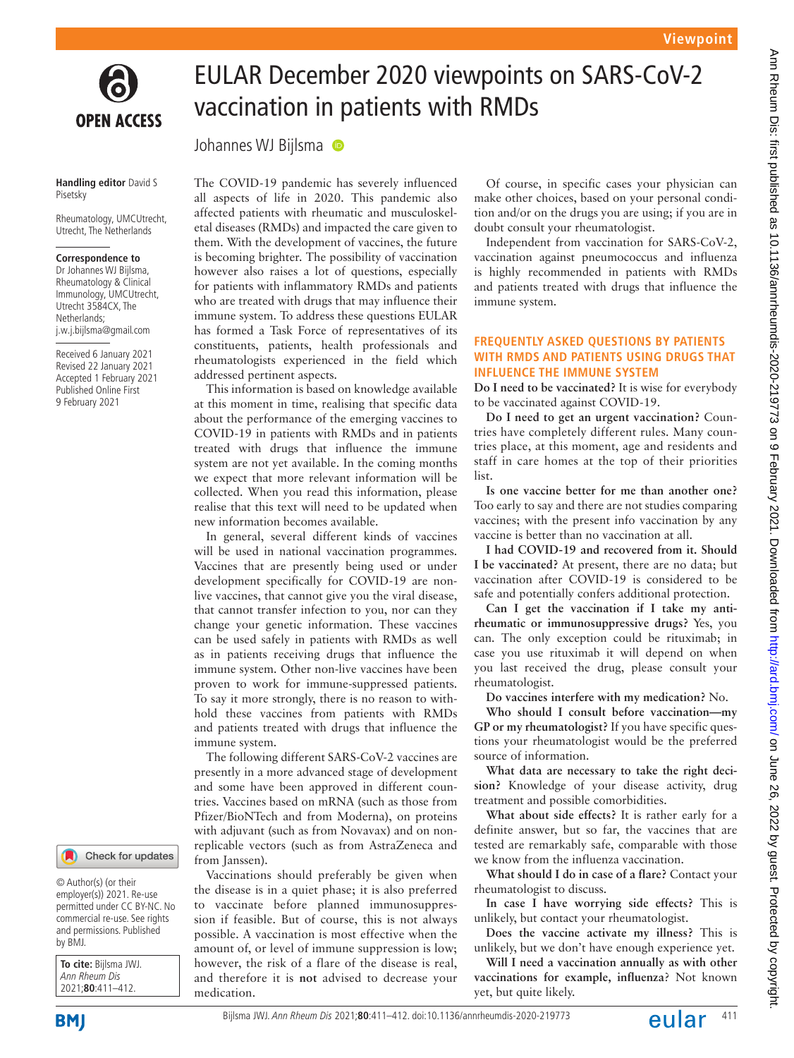# EULAR December 2020 viewpoints on SARS-CoV-2 vaccination in patients with RMDs

Johannes WJ Bijlsma

**Handling editor** David S Pisetsky

Rheumatology, UMCUtrecht, Utrecht, The Netherlands

**Correspondence to**
Dr Johannes WJ Bijlsma, Rheumatology & Clinical Immunology, UMCUtrecht, Utrecht 3584CX, The Netherlands; j.w.j.bijlsma@gmail.com

Received 6 January 2021
Revised 22 January 2021
Accepted 1 February 2021
Published Online First 9 February 2021

© Author(s) (or their employer(s)) 2021. Re-use permitted under CC BY-NC. No commercial re-use. See rights and permissions. Published by BMJ.

**To cite:** Bijlsma JWJ. *Ann Rheum Dis* 2021;**80**:411–412.

The COVID-19 pandemic has severely influenced all aspects of life in 2020. This pandemic also affected patients with rheumatic and musculoskeletal diseases (RMDs) and impacted the care given to them. With the development of vaccines, the future is becoming brighter. The possibility of vaccination however also raises a lot of questions, especially for patients with inflammatory RMDs and patients who are treated with drugs that may influence their immune system. To address these questions EULAR has formed a Task Force of representatives of its constituents, patients, health professionals and rheumatologists experienced in the field which addressed pertinent aspects.

This information is based on knowledge available at this moment in time, realising that specific data about the performance of the emerging vaccines to COVID-19 in patients with RMDs and in patients treated with drugs that influence the immune system are not yet available. In the coming months we expect that more relevant information will be collected. When you read this information, please realise that this text will need to be updated when new information becomes available.

In general, several different kinds of vaccines will be used in national vaccination programmes. Vaccines that are presently being used or under development specifically for COVID-19 are non-live vaccines, that cannot give you the viral disease, that cannot transfer infection to you, nor can they change your genetic information. These vaccines can be used safely in patients with RMDs as well as in patients receiving drugs that influence the immune system. Other non-live vaccines have been proven to work for immune-suppressed patients. To say it more strongly, there is no reason to withhold these vaccines from patients with RMDs and patients treated with drugs that influence the immune system.

The following different SARS-CoV-2 vaccines are presently in a more advanced stage of development and some have been approved in different countries. Vaccines based on mRNA (such as those from Pfizer/BioNTech and from Moderna), on proteins with adjuvant (such as from Novavax) and on non-replicable vectors (such as from AstraZeneca and from Janssen).

Vaccinations should preferably be given when the disease is in a quiet phase; it is also preferred to vaccinate before planned immunosuppression if feasible. But of course, this is not always possible. A vaccination is most effective when the amount of, or level of immune suppression is low; however, the risk of a flare of the disease is real, and therefore it is **not** advised to decrease your medication.

Of course, in specific cases your physician can make other choices, based on your personal condition and/or on the drugs you are using; if you are in doubt consult your rheumatologist.

Independent from vaccination for SARS-CoV-2, vaccination against pneumococcus and influenza is highly recommended in patients with RMDs and patients treated with drugs that influence the immune system.

## FREQUENTLY ASKED QUESTIONS BY PATIENTS WITH RMDS AND PATIENTS USING DRUGS THAT INFLUENCE THE IMMUNE SYSTEM

**Do I need to be vaccinated?** It is wise for everybody to be vaccinated against COVID-19.

**Do I need to get an urgent vaccination?** Countries have completely different rules. Many countries place, at this moment, age and residents and staff in care homes at the top of their priorities list.

**Is one vaccine better for me than another one?** Too early to say and there are not studies comparing vaccines; with the present info vaccination by any vaccine is better than no vaccination at all.

**I had COVID-19 and recovered from it. Should I be vaccinated?** At present, there are no data; but vaccination after COVID-19 is considered to be safe and potentially confers additional protection.

**Can I get the vaccination if I take my anti-rheumatic or immunosuppressive drugs?** Yes, you can. The only exception could be rituximab; in case you use rituximab it will depend on when you last received the drug, please consult your rheumatologist.

**Do vaccines interfere with my medication?** No.

**Who should I consult before vaccination—my GP or my rheumatologist?** If you have specific questions your rheumatologist would be the preferred source of information.

**What data are necessary to take the right decision?** Knowledge of your disease activity, drug treatment and possible comorbidities.

**What about side effects?** It is rather early for a definite answer, but so far, the vaccines that are tested are remarkably safe, comparable with those we know from the influenza vaccination.

**What should I do in case of a flare?** Contact your rheumatologist to discuss.

**In case I have worrying side effects?** This is unlikely, but contact your rheumatologist.

**Does the vaccine activate my illness?** This is unlikely, but we don't have enough experience yet.

**Will I need a vaccination annually as with other vaccinations for example, influenza?** Not known yet, but quite likely.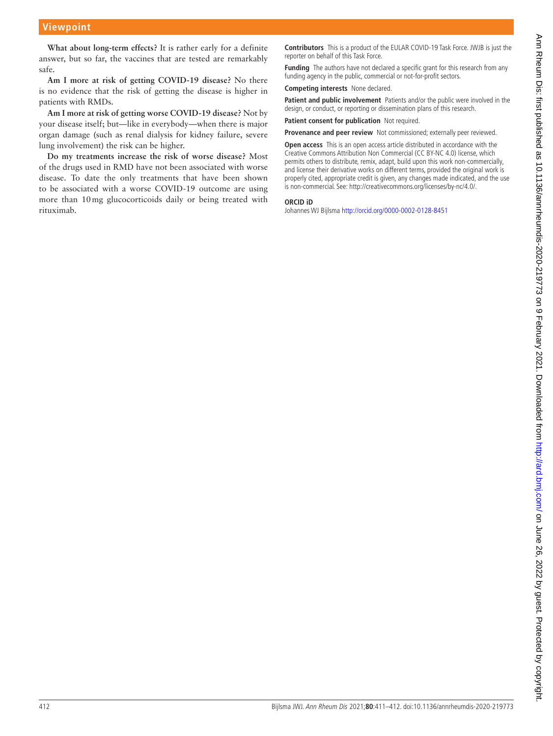**What about long-term effects?** It is rather early for a definite answer, but so far, the vaccines that are tested are remarkably safe.

**Am I more at risk of getting COVID-19 disease?** No there is no evidence that the risk of getting the disease is higher in patients with RMDs.

**Am I more at risk of getting worse COVID-19 disease?** Not by your disease itself; but—like in everybody—when there is major organ damage (such as renal dialysis for kidney failure, severe lung involvement) the risk can be higher.

**Do my treatments increase the risk of worse disease?** Most of the drugs used in RMD have not been associated with worse disease. To date the only treatments that have been shown to be associated with a worse COVID-19 outcome are using more than 10 mg glucocorticoids daily or being treated with rituximab.

**Contributors** This is a product of the EULAR COVID-19 Task Force. JWJB is just the reporter on behalf of this Task Force.

**Funding** The authors have not declared a specific grant for this research from any funding agency in the public, commercial or not-for-profit sectors.

**Competing interests** None declared.

**Patient and public involvement** Patients and/or the public were involved in the design, or conduct, or reporting or dissemination plans of this research.

**Patient consent for publication** Not required.

**Provenance and peer review** Not commissioned; externally peer reviewed.

**Open access** This is an open access article distributed in accordance with the Creative Commons Attribution Non Commercial (CC BY-NC 4.0) license, which permits others to distribute, remix, adapt, build upon this work non-commercially, and license their derivative works on different terms, provided the original work is properly cited, appropriate credit is given, any changes made indicated, and the use is non-commercial. See: http://creativecommons.org/licenses/by-nc/4.0/.

**ORCID iD**

Johannes WJ Bijlsma http://orcid.org/0000-0002-0128-8451